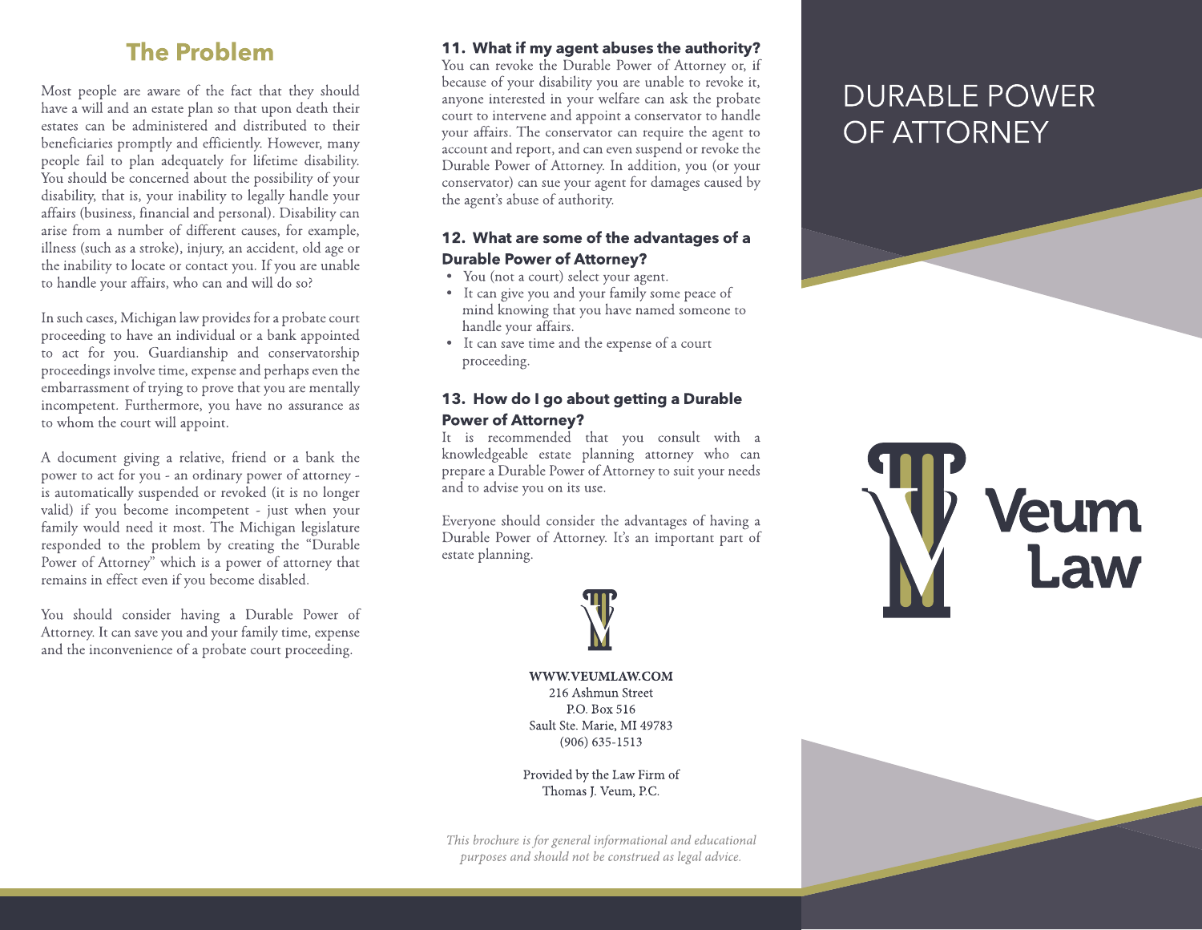## The Problem

Most people are aware of the fact that they should have a will and an estate plan so that upon death their estates can be administered and distributed to their beneficiaries promptly and efficiently. However, many people fail to plan adequately for lifetime disability. You should be concerned about the possibility of your disability, that is, your inability to legally handle your affairs (business, financial and personal). Disability can arise from a number of different causes, for example, illness (such as a stroke), injury, an accident, old age or the inability to locate or contact you. If you are unable to handle your affairs, who can and will do so?

In such cases, Michigan law provides for a probate court proceeding to have an individual or a bank appointed to act for you. Guardianship and conservatorship proceedings involve time, expense and perhaps even the embarrassment of trying to prove that you are mentally incompetent. Furthermore, you have no assurance as to whom the court will appoint.

A document giving a relative, friend or a bank the power to act for you - an ordinary power of attorney - is automatically suspended or revoked (it is no longer valid) if you become incompetent - just when your family would need it most. The Michigan legislature responded to the problem by creating the "Durable Power of Attorney" which is a power of attorney that remains in effect even if you become disabled.

You should consider having a Durable Power of Attorney. It can save you and your family time, expense and the inconvenience of a probate court proceeding.

### 11. What if my agent abuses the authority?

You can revoke the Durable Power of Attorney or, if because of your disability you are unable to revoke it, anyone interested in your welfare can ask the probate court to intervene and appoint a conservator to handle your affairs. The conservator can require the agent to account and report, and can even suspend or revoke the Durable Power of Attorney. In addition, you (or your conservator) can sue your agent for damages caused by the agent's abuse of authority.

### 12. What are some of the advantages of a Durable Power of Attorney?

- You (not a court) select your agent.
- It can give you and your family some peace of mind knowing that you have named someone to handle your affairs.
- It can save time and the expense of a court proceeding.

### 13. How do I go about getting a Durable Power of Attorney?

It is recommended that you consult with a knowledgeable estate planning attorney who can prepare a Durable Power of Attorney to suit your needs and to advise you on its use.

Everyone should consider the advantages of having a Durable Power of Attorney. It's an important part of estate planning.

**WWW.VEUMLAW.COM**
216 Ashmun Street
P.O. Box 516
Sault Ste. Marie, MI 49783
(906) 635-1513

Provided by the Law Firm of
Thomas J. Veum, P.C.

*This brochure is for general informational and educational purposes and should not be construed as legal advice.*

# DURABLE POWER OF ATTORNEY

Veum Law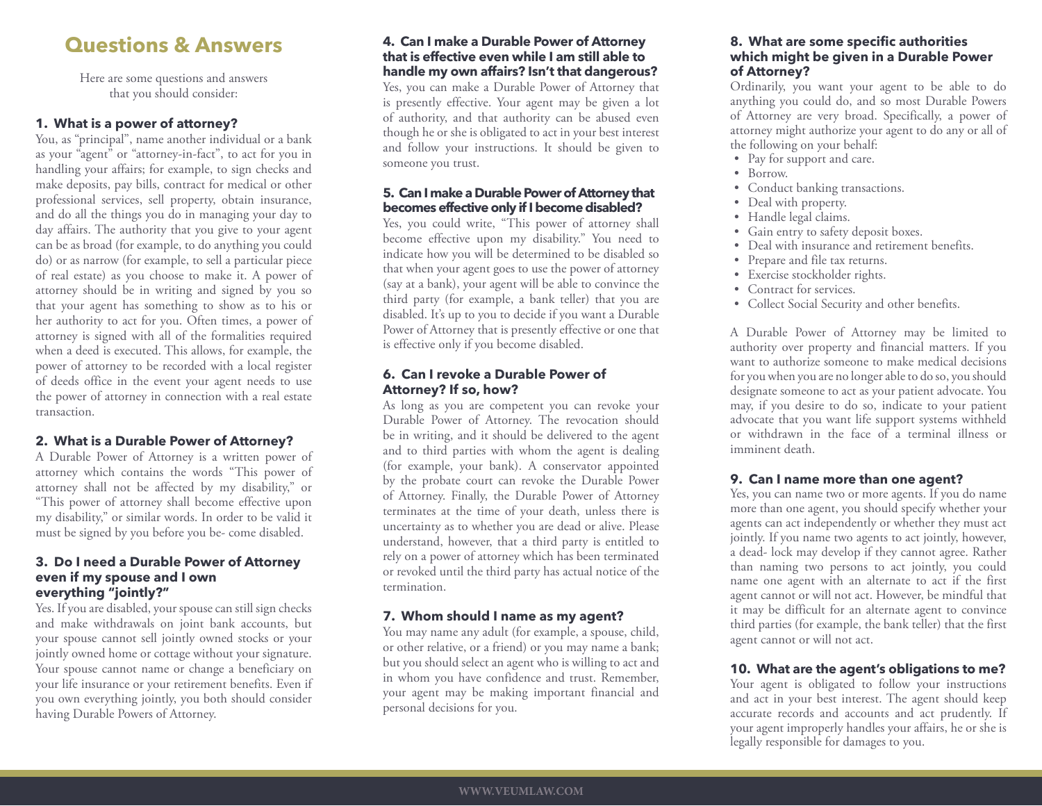# Questions & Answers

Here are some questions and answers that you should consider:

### 1. What is a power of attorney?

You, as "principal", name another individual or a bank as your "agent" or "attorney-in-fact", to act for you in handling your affairs; for example, to sign checks and make deposits, pay bills, contract for medical or other professional services, sell property, obtain insurance, and do all the things you do in managing your day to day affairs. The authority that you give to your agent can be as broad (for example, to do anything you could do) or as narrow (for example, to sell a particular piece of real estate) as you choose to make it. A power of attorney should be in writing and signed by you so that your agent has something to show as to his or her authority to act for you. Often times, a power of attorney is signed with all of the formalities required when a deed is executed. This allows, for example, the power of attorney to be recorded with a local register of deeds office in the event your agent needs to use the power of attorney in connection with a real estate transaction.

### 2. What is a Durable Power of Attorney?

A Durable Power of Attorney is a written power of attorney which contains the words "This power of attorney shall not be affected by my disability," or "This power of attorney shall become effective upon my disability," or similar words. In order to be valid it must be signed by you before you be- come disabled.

### 3. Do I need a Durable Power of Attorney even if my spouse and I own everything "jointly?"

Yes. If you are disabled, your spouse can still sign checks and make withdrawals on joint bank accounts, but your spouse cannot sell jointly owned stocks or your jointly owned home or cottage without your signature. Your spouse cannot name or change a beneficiary on your life insurance or your retirement benefits. Even if you own everything jointly, you both should consider having Durable Powers of Attorney.

### 4. Can I make a Durable Power of Attorney that is effective even while I am still able to handle my own affairs? Isn't that dangerous?

Yes, you can make a Durable Power of Attorney that is presently effective. Your agent may be given a lot of authority, and that authority can be abused even though he or she is obligated to act in your best interest and follow your instructions. It should be given to someone you trust.

### 5. Can I make a Durable Power of Attorney that becomes effective only if I become disabled?

Yes, you could write, "This power of attorney shall become effective upon my disability." You need to indicate how you will be determined to be disabled so that when your agent goes to use the power of attorney (say at a bank), your agent will be able to convince the third party (for example, a bank teller) that you are disabled. It's up to you to decide if you want a Durable Power of Attorney that is presently effective or one that is effective only if you become disabled.

### 6. Can I revoke a Durable Power of Attorney? If so, how?

As long as you are competent you can revoke your Durable Power of Attorney. The revocation should be in writing, and it should be delivered to the agent and to third parties with whom the agent is dealing (for example, your bank). A conservator appointed by the probate court can revoke the Durable Power of Attorney. Finally, the Durable Power of Attorney terminates at the time of your death, unless there is uncertainty as to whether you are dead or alive. Please understand, however, that a third party is entitled to rely on a power of attorney which has been terminated or revoked until the third party has actual notice of the termination.

### 7. Whom should I name as my agent?

You may name any adult (for example, a spouse, child, or other relative, or a friend) or you may name a bank; but you should select an agent who is willing to act and in whom you have confidence and trust. Remember, your agent may be making important financial and personal decisions for you.

### 8. What are some specific authorities which might be given in a Durable Power of Attorney?

Ordinarily, you want your agent to be able to do anything you could do, and so most Durable Powers of Attorney are very broad. Specifically, a power of attorney might authorize your agent to do any or all of the following on your behalf:

- Pay for support and care.
- Borrow.
- Conduct banking transactions.
- Deal with property.
- Handle legal claims.
- Gain entry to safety deposit boxes.
- Deal with insurance and retirement benefits.
- Prepare and file tax returns.
- Exercise stockholder rights.
- Contract for services.
- Collect Social Security and other benefits.

A Durable Power of Attorney may be limited to authority over property and financial matters. If you want to authorize someone to make medical decisions for you when you are no longer able to do so, you should designate someone to act as your patient advocate. You may, if you desire to do so, indicate to your patient advocate that you want life support systems withheld or withdrawn in the face of a terminal illness or imminent death.

### 9. Can I name more than one agent?

Yes, you can name two or more agents. If you do name more than one agent, you should specify whether your agents can act independently or whether they must act jointly. If you name two agents to act jointly, however, a dead- lock may develop if they cannot agree. Rather than naming two persons to act jointly, you could name one agent with an alternate to act if the first agent cannot or will not act. However, be mindful that it may be difficult for an alternate agent to convince third parties (for example, the bank teller) that the first agent cannot or will not act.

### 10. What are the agent's obligations to me?

Your agent is obligated to follow your instructions and act in your best interest. The agent should keep accurate records and accounts and act prudently. If your agent improperly handles your affairs, he or she is legally responsible for damages to you.